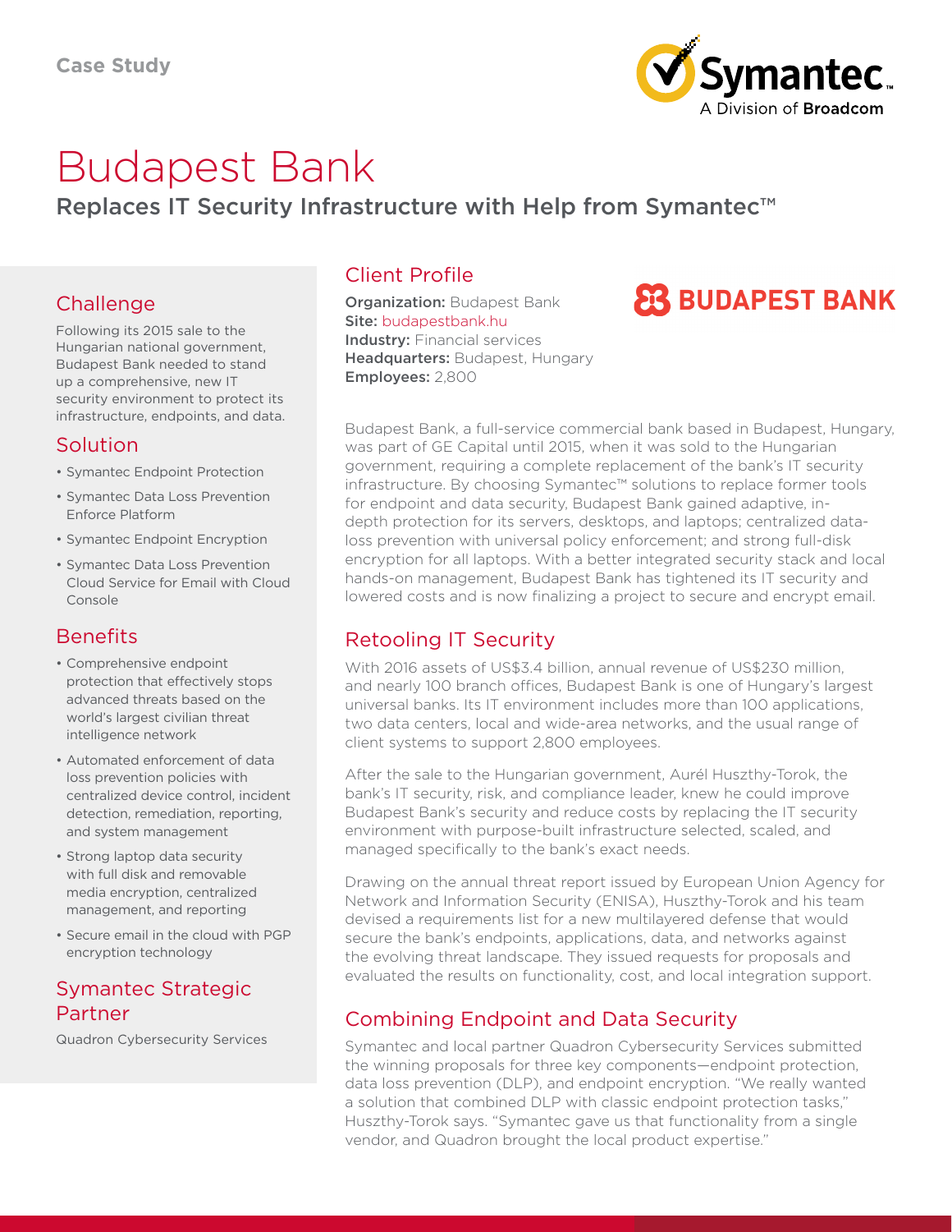Case Study

# Budapest Bank

## Replaces IT Security Infrastructure with Help from Symantec™

### Challenge

Following its 2015 sale to the Hungarian national government, Budapest Bank needed to stand up a comprehensive, new IT security environment to protect its infrastructure, endpoints, and data.

### Solution

- Symantec Endpoint Protection
- Symantec Data Loss Prevention Enforce Platform
- Symantec Endpoint Encryption
- Symantec Data Loss Prevention Cloud Service for Email with Cloud Console

### Benefits

- Comprehensive endpoint protection that effectively stops advanced threats based on the world's largest civilian threat intelligence network
- Automated enforcement of data loss prevention policies with centralized device control, incident detection, remediation, reporting, and system management
- Strong laptop data security with full disk and removable media encryption, centralized management, and reporting
- Secure email in the cloud with PGP encryption technology

### Symantec Strategic Partner

Quadron Cybersecurity Services

### Client Profile

**Organization:** Budapest Bank
**Site:** budapestbank.hu
**Industry:** Financial services
**Headquarters:** Budapest, Hungary
**Employees:** 2,800

Budapest Bank, a full-service commercial bank based in Budapest, Hungary, was part of GE Capital until 2015, when it was sold to the Hungarian government, requiring a complete replacement of the bank's IT security infrastructure. By choosing Symantec™ solutions to replace former tools for endpoint and data security, Budapest Bank gained adaptive, in-depth protection for its servers, desktops, and laptops; centralized data-loss prevention with universal policy enforcement; and strong full-disk encryption for all laptops. With a better integrated security stack and local hands-on management, Budapest Bank has tightened its IT security and lowered costs and is now finalizing a project to secure and encrypt email.

### Retooling IT Security

With 2016 assets of US$3.4 billion, annual revenue of US$230 million, and nearly 100 branch offices, Budapest Bank is one of Hungary's largest universal banks. Its IT environment includes more than 100 applications, two data centers, local and wide-area networks, and the usual range of client systems to support 2,800 employees.

After the sale to the Hungarian government, Aurél Huszthy-Torok, the bank's IT security, risk, and compliance leader, knew he could improve Budapest Bank's security and reduce costs by replacing the IT security environment with purpose-built infrastructure selected, scaled, and managed specifically to the bank's exact needs.

Drawing on the annual threat report issued by European Union Agency for Network and Information Security (ENISA), Huszthy-Torok and his team devised a requirements list for a new multilayered defense that would secure the bank's endpoints, applications, data, and networks against the evolving threat landscape. They issued requests for proposals and evaluated the results on functionality, cost, and local integration support.

### Combining Endpoint and Data Security

Symantec and local partner Quadron Cybersecurity Services submitted the winning proposals for three key components—endpoint protection, data loss prevention (DLP), and endpoint encryption. "We really wanted a solution that combined DLP with classic endpoint protection tasks," Huszthy-Torok says. "Symantec gave us that functionality from a single vendor, and Quadron brought the local product expertise."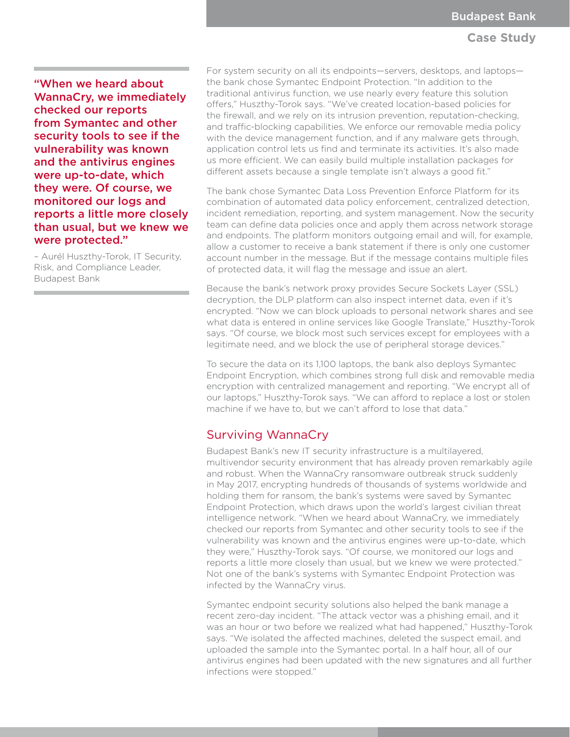> **"When we heard about WannaCry, we immediately checked our reports from Symantec and other security tools to see if the vulnerability was known and the antivirus engines were up-to-date, which they were. Of course, we monitored our logs and reports a little more closely than usual, but we knew we were protected."**
>
> – Aurél Huszthy-Torok, IT Security, Risk, and Compliance Leader, Budapest Bank

For system security on all its endpoints—servers, desktops, and laptops—the bank chose Symantec Endpoint Protection. "In addition to the traditional antivirus function, we use nearly every feature this solution offers," Huszthy-Torok says. "We've created location-based policies for the firewall, and we rely on its intrusion prevention, reputation-checking, and traffic-blocking capabilities. We enforce our removable media policy with the device management function, and if any malware gets through, application control lets us find and terminate its activities. It's also made us more efficient. We can easily build multiple installation packages for different assets because a single template isn't always a good fit."

The bank chose Symantec Data Loss Prevention Enforce Platform for its combination of automated data policy enforcement, centralized detection, incident remediation, reporting, and system management. Now the security team can define data policies once and apply them across network storage and endpoints. The platform monitors outgoing email and will, for example, allow a customer to receive a bank statement if there is only one customer account number in the message. But if the message contains multiple files of protected data, it will flag the message and issue an alert.

Because the bank's network proxy provides Secure Sockets Layer (SSL) decryption, the DLP platform can also inspect internet data, even if it's encrypted. "Now we can block uploads to personal network shares and see what data is entered in online services like Google Translate," Huszthy-Torok says. "Of course, we block most such services except for employees with a legitimate need, and we block the use of peripheral storage devices."

To secure the data on its 1,100 laptops, the bank also deploys Symantec Endpoint Encryption, which combines strong full disk and removable media encryption with centralized management and reporting. "We encrypt all of our laptops," Huszthy-Torok says. "We can afford to replace a lost or stolen machine if we have to, but we can't afford to lose that data."

## Surviving WannaCry

Budapest Bank's new IT security infrastructure is a multilayered, multivendor security environment that has already proven remarkably agile and robust. When the WannaCry ransomware outbreak struck suddenly in May 2017, encrypting hundreds of thousands of systems worldwide and holding them for ransom, the bank's systems were saved by Symantec Endpoint Protection, which draws upon the world's largest civilian threat intelligence network. "When we heard about WannaCry, we immediately checked our reports from Symantec and other security tools to see if the vulnerability was known and the antivirus engines were up-to-date, which they were," Huszthy-Torok says. "Of course, we monitored our logs and reports a little more closely than usual, but we knew we were protected." Not one of the bank's systems with Symantec Endpoint Protection was infected by the WannaCry virus.

Symantec endpoint security solutions also helped the bank manage a recent zero-day incident. "The attack vector was a phishing email, and it was an hour or two before we realized what had happened," Huszthy-Torok says. "We isolated the affected machines, deleted the suspect email, and uploaded the sample into the Symantec portal. In a half hour, all of our antivirus engines had been updated with the new signatures and all further infections were stopped."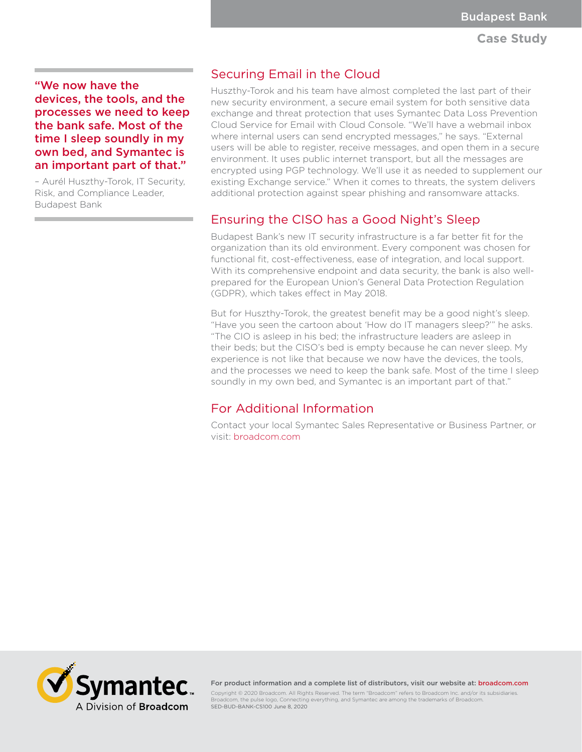> **"We now have the devices, the tools, and the processes we need to keep the bank safe. Most of the time I sleep soundly in my own bed, and Symantec is an important part of that."**
>
> – Aurél Huszthy-Torok, IT Security, Risk, and Compliance Leader, Budapest Bank

## Securing Email in the Cloud

Huszthy-Torok and his team have almost completed the last part of their new security environment, a secure email system for both sensitive data exchange and threat protection that uses Symantec Data Loss Prevention Cloud Service for Email with Cloud Console. "We'll have a webmail inbox where internal users can send encrypted messages," he says. "External users will be able to register, receive messages, and open them in a secure environment. It uses public internet transport, but all the messages are encrypted using PGP technology. We'll use it as needed to supplement our existing Exchange service." When it comes to threats, the system delivers additional protection against spear phishing and ransomware attacks.

## Ensuring the CISO has a Good Night's Sleep

Budapest Bank's new IT security infrastructure is a far better fit for the organization than its old environment. Every component was chosen for functional fit, cost-effectiveness, ease of integration, and local support. With its comprehensive endpoint and data security, the bank is also well-prepared for the European Union's General Data Protection Regulation (GDPR), which takes effect in May 2018.

But for Huszthy-Torok, the greatest benefit may be a good night's sleep. "Have you seen the cartoon about 'How do IT managers sleep?'" he asks. "The CIO is asleep in his bed; the infrastructure leaders are asleep in their beds; but the CISO's bed is empty because he can never sleep. My experience is not like that because we now have the devices, the tools, and the processes we need to keep the bank safe. Most of the time I sleep soundly in my own bed, and Symantec is an important part of that."

## For Additional Information

Contact your local Symantec Sales Representative or Business Partner, or visit: broadcom.com

Symantec. A Division of Broadcom

**For product information and a complete list of distributors, visit our website at: broadcom.com**

Copyright © 2020 Broadcom. All Rights Reserved. The term "Broadcom" refers to Broadcom Inc. and/or its subsidiaries. Broadcom, the pulse logo, Connecting everything, and Symantec are among the trademarks of Broadcom.
SED-BUD-BANK-CS100 June 8, 2020